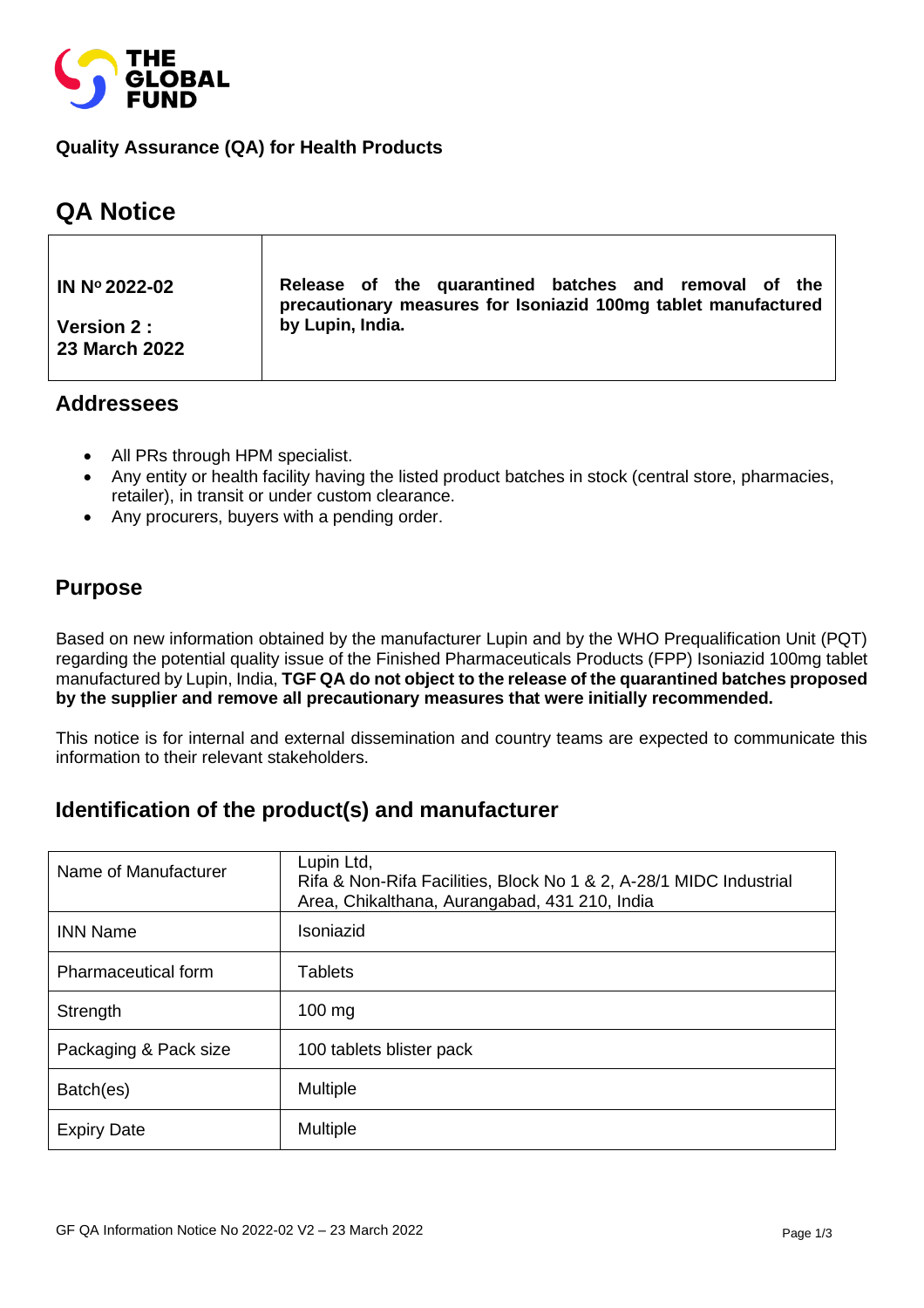THE GLOBAL FUND

**Quality Assurance (QA) for Health Products**

# QA Notice

| **IN Nº 2022-02**<br><br>**Version 2 :**<br>**23 March 2022** | **Release of the quarantined batches and removal of the precautionary measures for Isoniazid 100mg tablet manufactured by Lupin, India.** |
|---|---|

## Addressees

- All PRs through HPM specialist.
- Any entity or health facility having the listed product batches in stock (central store, pharmacies, retailer), in transit or under custom clearance.
- Any procurers, buyers with a pending order.

## Purpose

Based on new information obtained by the manufacturer Lupin and by the WHO Prequalification Unit (PQT) regarding the potential quality issue of the Finished Pharmaceuticals Products (FPP) Isoniazid 100mg tablet manufactured by Lupin, India, **TGF QA do not object to the release of the quarantined batches proposed by the supplier and remove all precautionary measures that were initially recommended.**

This notice is for internal and external dissemination and country teams are expected to communicate this information to their relevant stakeholders.

## Identification of the product(s) and manufacturer

| | |
|---|---|
| Name of Manufacturer | Lupin Ltd,<br>Rifa & Non-Rifa Facilities, Block No 1 & 2, A-28/1 MIDC Industrial Area, Chikalthana, Aurangabad, 431 210, India |
| INN Name | Isoniazid |
| Pharmaceutical form | Tablets |
| Strength | 100 mg |
| Packaging & Pack size | 100 tablets blister pack |
| Batch(es) | Multiple |
| Expiry Date | Multiple |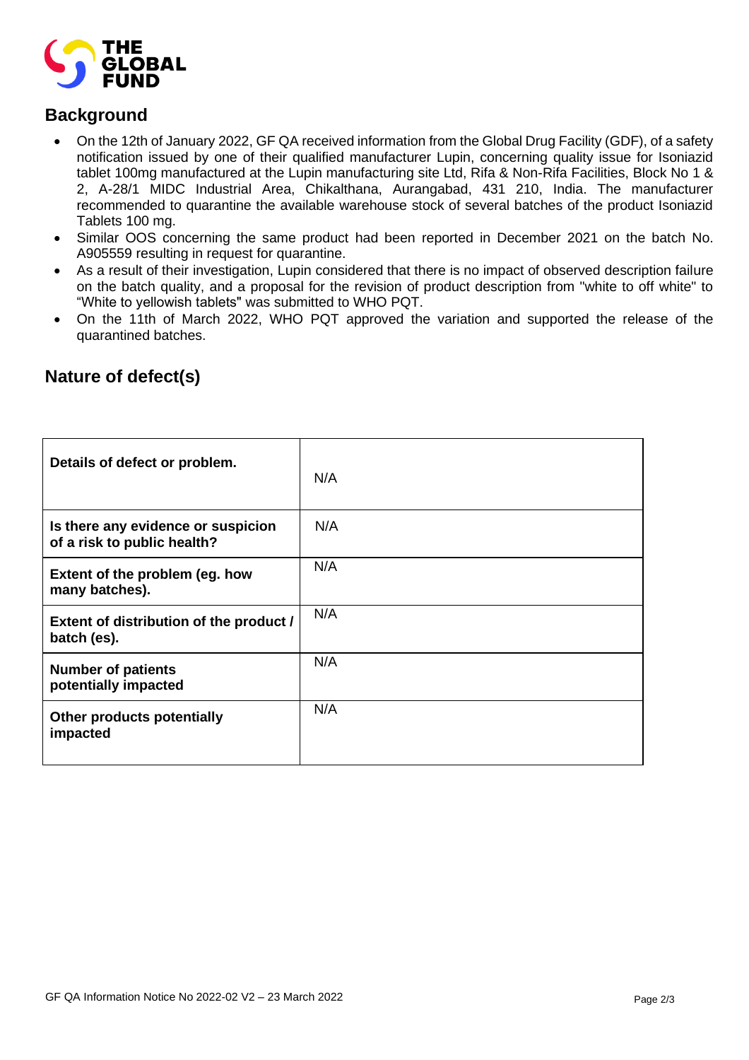## Background

- On the 12th of January 2022, GF QA received information from the Global Drug Facility (GDF), of a safety notification issued by one of their qualified manufacturer Lupin, concerning quality issue for Isoniazid tablet 100mg manufactured at the Lupin manufacturing site Ltd, Rifa & Non-Rifa Facilities, Block No 1 & 2, A-28/1 MIDC Industrial Area, Chikalthana, Aurangabad, 431 210, India. The manufacturer recommended to quarantine the available warehouse stock of several batches of the product Isoniazid Tablets 100 mg.
- Similar OOS concerning the same product had been reported in December 2021 on the batch No. A905559 resulting in request for quarantine.
- As a result of their investigation, Lupin considered that there is no impact of observed description failure on the batch quality, and a proposal for the revision of product description from "white to off white" to "White to yellowish tablets" was submitted to WHO PQT.
- On the 11th of March 2022, WHO PQT approved the variation and supported the release of the quarantined batches.

## Nature of defect(s)

| | |
|---|---|
| **Details of defect or problem.** | N/A |
| **Is there any evidence or suspicion of a risk to public health?** | N/A |
| **Extent of the problem (eg. how many batches).** | N/A |
| **Extent of distribution of the product / batch (es).** | N/A |
| **Number of patients potentially impacted** | N/A |
| **Other products potentially impacted** | N/A |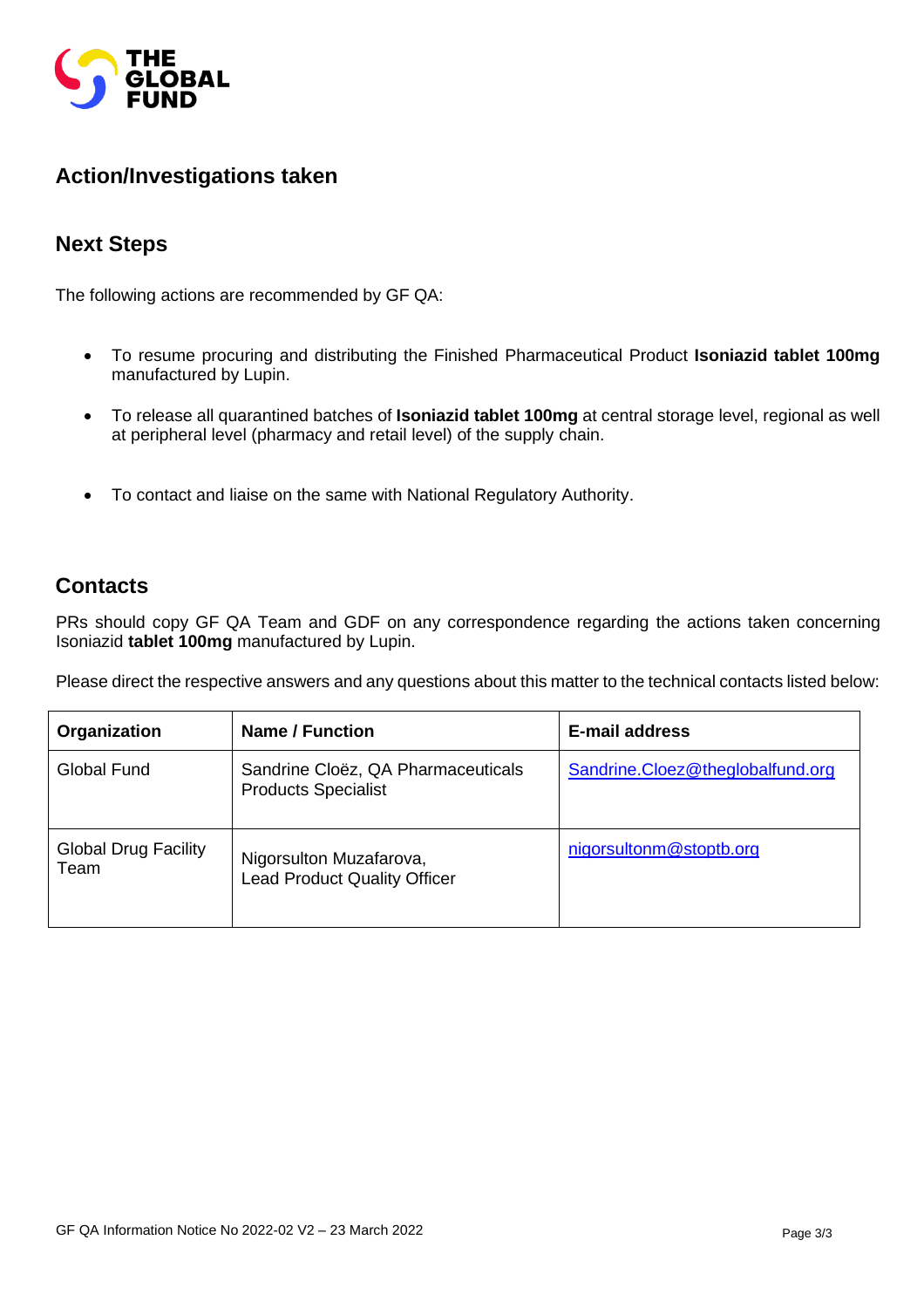## Action/Investigations taken

## Next Steps

The following actions are recommended by GF QA:

- To resume procuring and distributing the Finished Pharmaceutical Product **Isoniazid tablet 100mg** manufactured by Lupin.
- To release all quarantined batches of **Isoniazid tablet 100mg** at central storage level, regional as well at peripheral level (pharmacy and retail level) of the supply chain.
- To contact and liaise on the same with National Regulatory Authority.

## Contacts

PRs should copy GF QA Team and GDF on any correspondence regarding the actions taken concerning Isoniazid **tablet 100mg** manufactured by Lupin.

Please direct the respective answers and any questions about this matter to the technical contacts listed below:

| Organization | Name / Function | E-mail address |
|---|---|---|
| Global Fund | Sandrine Cloëz, QA Pharmaceuticals Products Specialist | Sandrine.Cloez@theglobalfund.org |
| Global Drug Facility Team | Nigorsulton Muzafarova, Lead Product Quality Officer | nigorsultonm@stoptb.org |

GF QA Information Notice No 2022-02 V2 – 23 March 2022